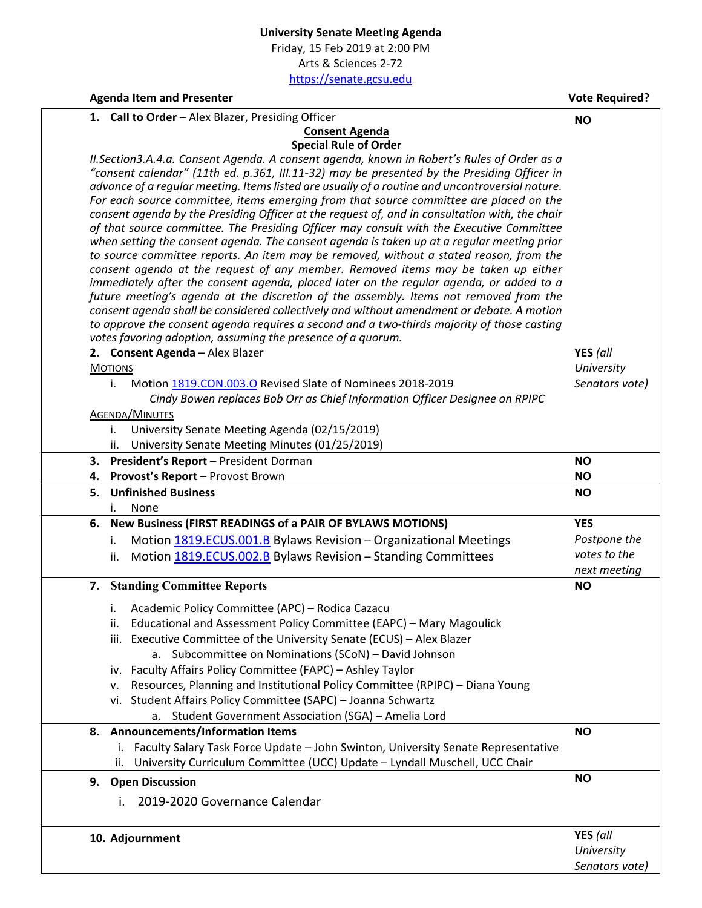**University Senate Meeting Agenda**

Friday, 15 Feb 2019 at 2:00 PM

Arts & Sciences 2-72

https://senate.gcsu.edu

| Agenda Item and Presenter | Vote Required? |
|---|---|
| **1. Call to Order** – Alex Blazer, Presiding Officer<br><br>**Consent Agenda**<br>**Special Rule of Order**<br>*II.Section3.A.4.a. Consent Agenda. A consent agenda, known in Robert's Rules of Order as a "consent calendar" (11th ed. p.361, III.11-32) may be presented by the Presiding Officer in advance of a regular meeting. Items listed are usually of a routine and uncontroversial nature. For each source committee, items emerging from that source committee are placed on the consent agenda by the Presiding Officer at the request of, and in consultation with, the chair of that source committee. The Presiding Officer may consult with the Executive Committee when setting the consent agenda. The consent agenda is taken up at a regular meeting prior to source committee reports. An item may be removed, without a stated reason, from the consent agenda at the request of any member. Removed items may be taken up either immediately after the consent agenda, placed later on the regular agenda, or added to a future meeting's agenda at the discretion of the assembly. Items not removed from the consent agenda shall be considered collectively and without amendment or debate. A motion to approve the consent agenda requires a second and a two-thirds majority of those casting votes favoring adoption, assuming the presence of a quorum.* | **NO** |
| **2. Consent Agenda** – Alex Blazer<br>MOTIONS<br>i. Motion 1819.CON.003.O Revised Slate of Nominees 2018-2019<br>*Cindy Bowen replaces Bob Orr as Chief Information Officer Designee on RPIPC*<br>AGENDA/MINUTES<br>i. University Senate Meeting Agenda (02/15/2019)<br>ii. University Senate Meeting Minutes (01/25/2019) | **YES** *(all University Senators vote)* |
| **3. President's Report** – President Dorman | **NO** |
| **4. Provost's Report** – Provost Brown | **NO** |
| **5. Unfinished Business**<br>i. None | **NO** |
| **6. New Business (FIRST READINGS of a PAIR OF BYLAWS MOTIONS)**<br>i. Motion 1819.ECUS.001.B Bylaws Revision – Organizational Meetings<br>ii. Motion 1819.ECUS.002.B Bylaws Revision – Standing Committees | **YES** *Postpone the votes to the next meeting* |
| **7. Standing Committee Reports**<br>i. Academic Policy Committee (APC) – Rodica Cazacu<br>ii. Educational and Assessment Policy Committee (EAPC) – Mary Magoulick<br>iii. Executive Committee of the University Senate (ECUS) – Alex Blazer<br>a. Subcommittee on Nominations (SCoN) – David Johnson<br>iv. Faculty Affairs Policy Committee (FAPC) – Ashley Taylor<br>v. Resources, Planning and Institutional Policy Committee (RPIPC) – Diana Young<br>vi. Student Affairs Policy Committee (SAPC) – Joanna Schwartz<br>a. Student Government Association (SGA) – Amelia Lord | **NO** |
| **8. Announcements/Information Items**<br>i. Faculty Salary Task Force Update – John Swinton, University Senate Representative<br>ii. University Curriculum Committee (UCC) Update – Lyndall Muschell, UCC Chair | **NO** |
| **9. Open Discussion**<br>i. 2019-2020 Governance Calendar | **NO** |
| **10. Adjournment** | **YES** *(all University Senators vote)* |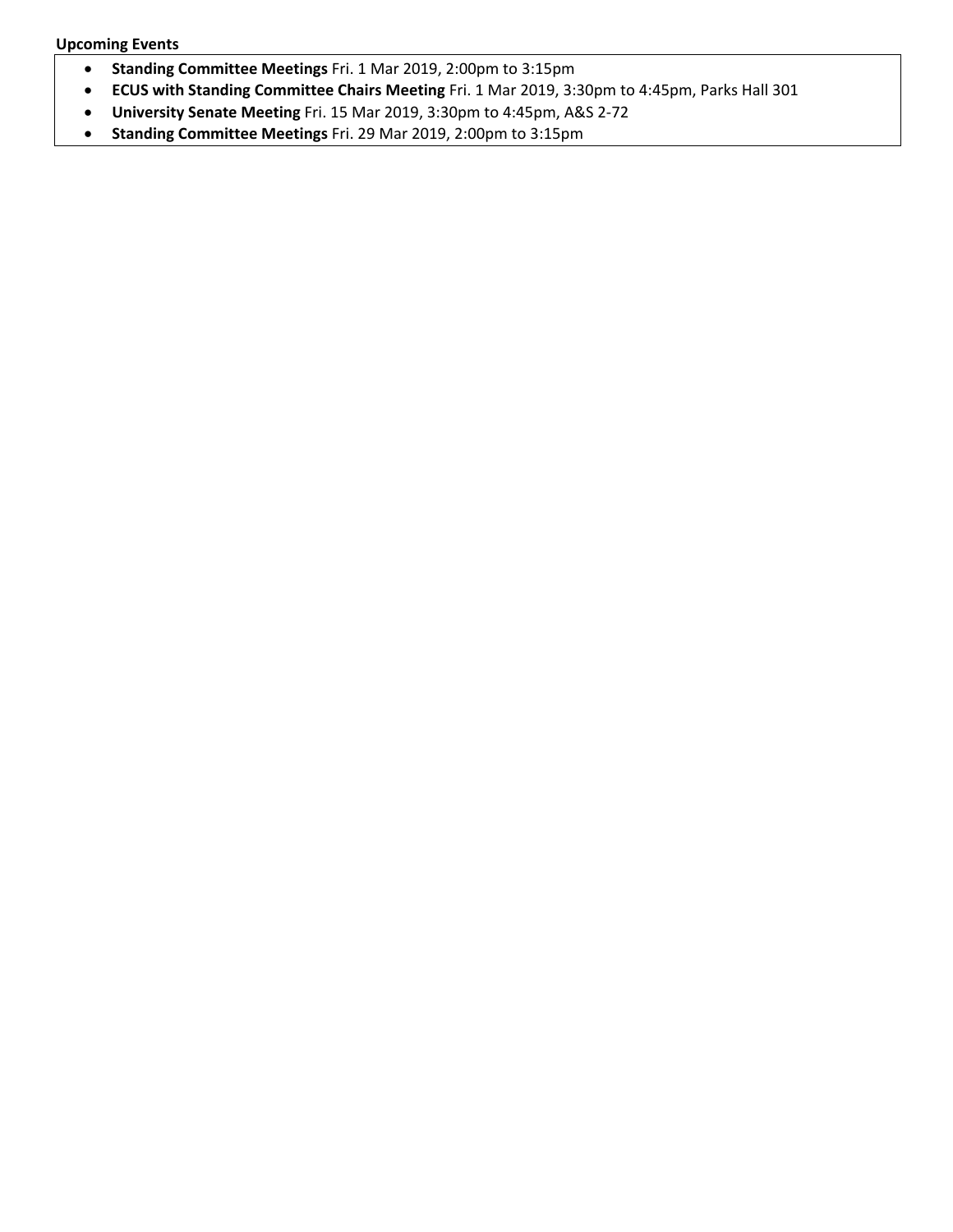**Upcoming Events**

- **Standing Committee Meetings** Fri. 1 Mar 2019, 2:00pm to 3:15pm
- **ECUS with Standing Committee Chairs Meeting** Fri. 1 Mar 2019, 3:30pm to 4:45pm, Parks Hall 301
- **University Senate Meeting** Fri. 15 Mar 2019, 3:30pm to 4:45pm, A&S 2-72
- **Standing Committee Meetings** Fri. 29 Mar 2019, 2:00pm to 3:15pm